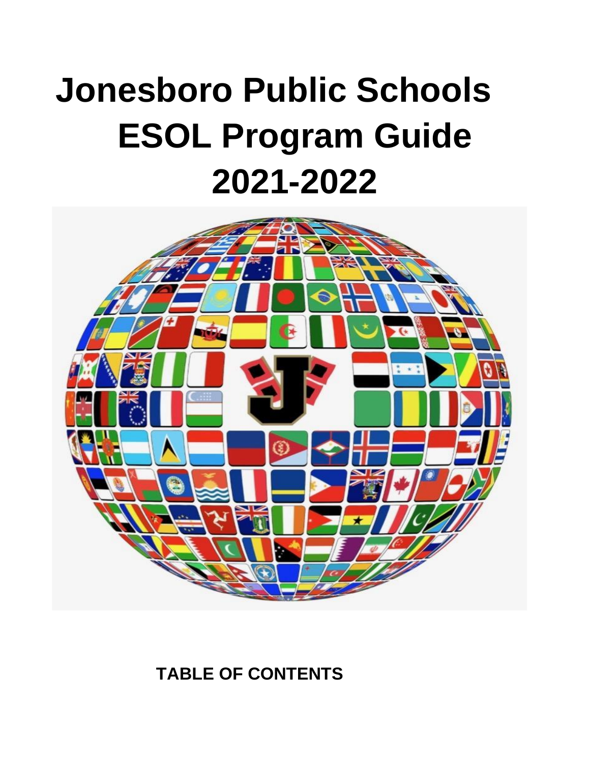# Jonesboro Public Schools ESOL Program Guide 2021-2022

**TABLE OF CONTENTS**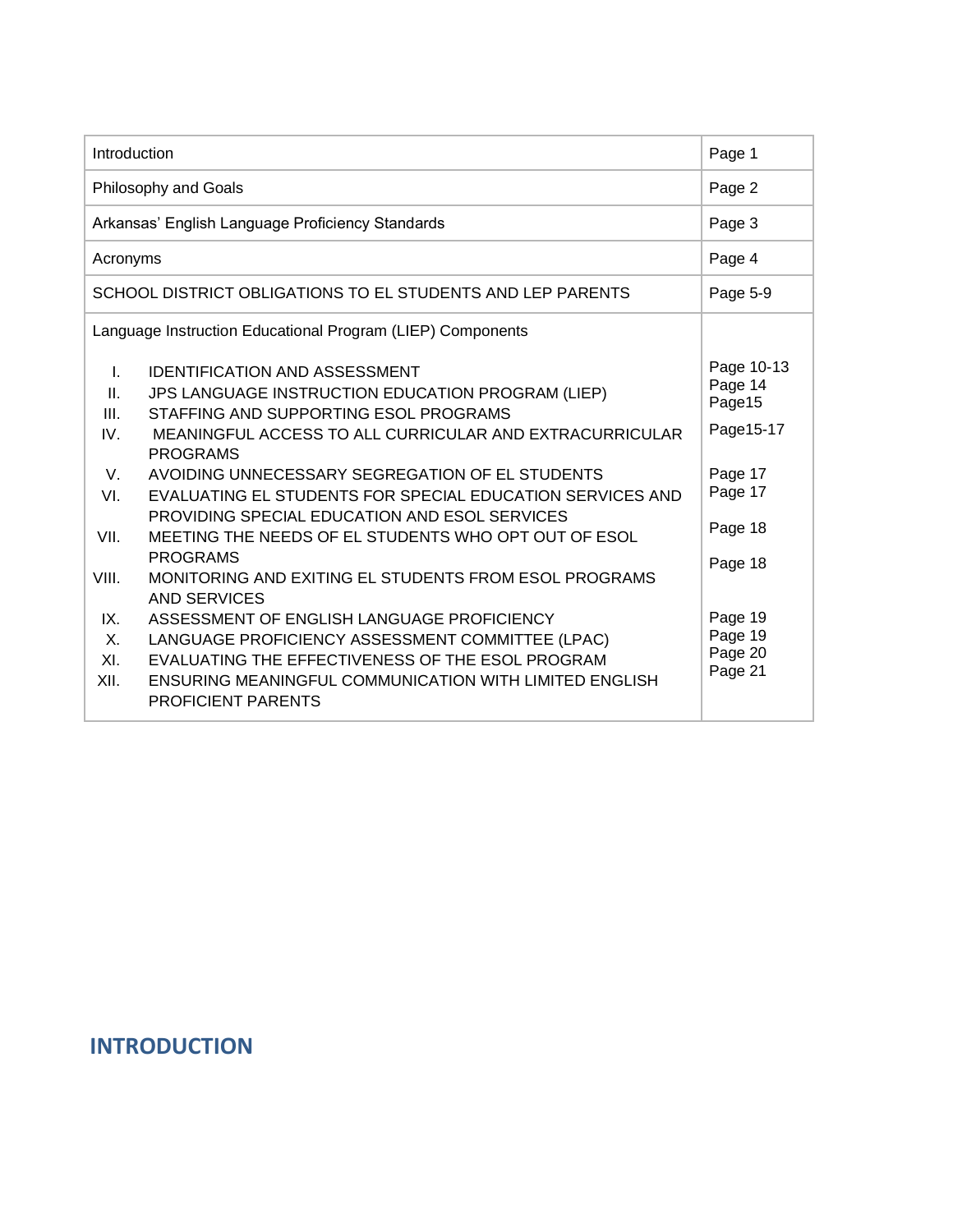| Introduction | Page 1 |
| --- | --- |
| Philosophy and Goals | Page 2 |
| Arkansas' English Language Proficiency Standards | Page 3 |
| Acronyms | Page 4 |
| SCHOOL DISTRICT OBLIGATIONS TO EL STUDENTS AND LEP PARENTS | Page 5-9 |
| Language Instruction Educational Program (LIEP) Components | |
| I. IDENTIFICATION AND ASSESSMENT | Page 10-13 |
| II. JPS LANGUAGE INSTRUCTION EDUCATION PROGRAM (LIEP) | Page 14 |
| III. STAFFING AND SUPPORTING ESOL PROGRAMS | Page15 |
| IV. MEANINGFUL ACCESS TO ALL CURRICULAR AND EXTRACURRICULAR PROGRAMS | Page15-17 |
| V. AVOIDING UNNECESSARY SEGREGATION OF EL STUDENTS | Page 17 |
| VI. EVALUATING EL STUDENTS FOR SPECIAL EDUCATION SERVICES AND PROVIDING SPECIAL EDUCATION AND ESOL SERVICES | Page 17 |
| VII. MEETING THE NEEDS OF EL STUDENTS WHO OPT OUT OF ESOL PROGRAMS | Page 18 |
| VIII. MONITORING AND EXITING EL STUDENTS FROM ESOL PROGRAMS AND SERVICES | Page 18 |
| IX. ASSESSMENT OF ENGLISH LANGUAGE PROFICIENCY | Page 19 |
| X. LANGUAGE PROFICIENCY ASSESSMENT COMMITTEE (LPAC) | Page 19 |
| XI. EVALUATING THE EFFECTIVENESS OF THE ESOL PROGRAM | Page 20 |
| XII. ENSURING MEANINGFUL COMMUNICATION WITH LIMITED ENGLISH PROFICIENT PARENTS | Page 21 |

## INTRODUCTION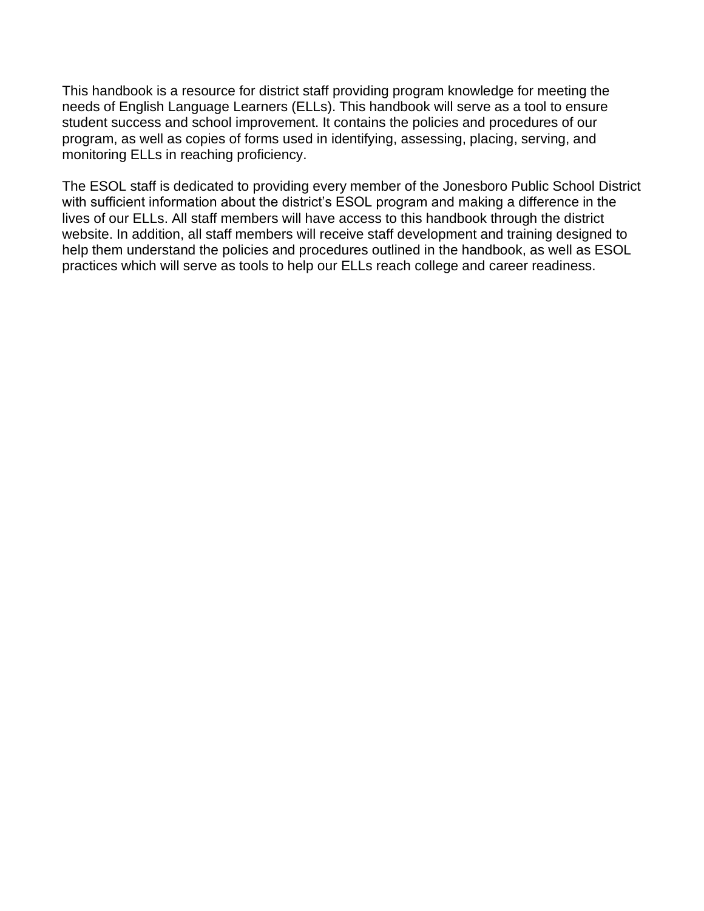This handbook is a resource for district staff providing program knowledge for meeting the needs of English Language Learners (ELLs). This handbook will serve as a tool to ensure student success and school improvement. It contains the policies and procedures of our program, as well as copies of forms used in identifying, assessing, placing, serving, and monitoring ELLs in reaching proficiency.

The ESOL staff is dedicated to providing every member of the Jonesboro Public School District with sufficient information about the district's ESOL program and making a difference in the lives of our ELLs. All staff members will have access to this handbook through the district website. In addition, all staff members will receive staff development and training designed to help them understand the policies and procedures outlined in the handbook, as well as ESOL practices which will serve as tools to help our ELLs reach college and career readiness.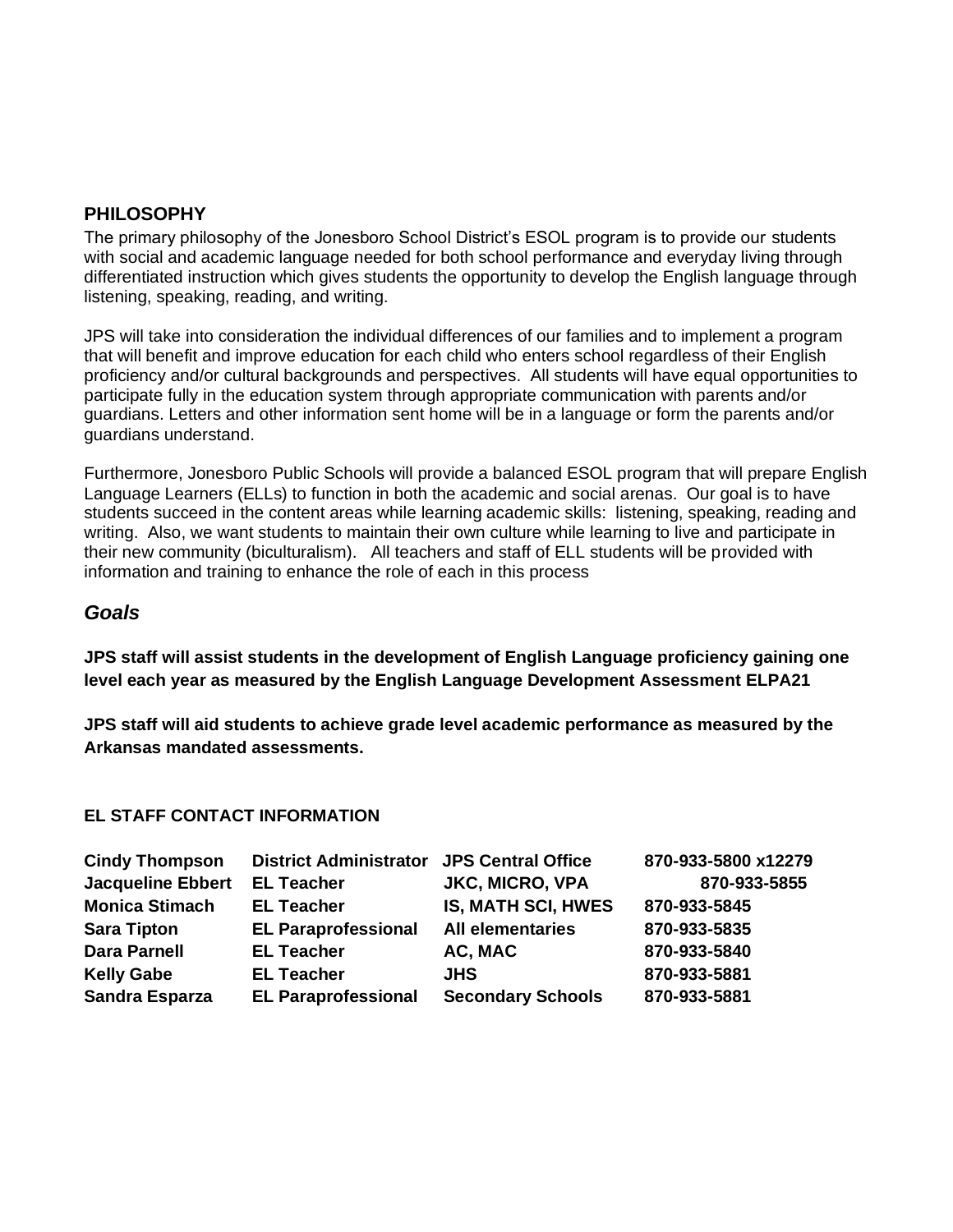## PHILOSOPHY

The primary philosophy of the Jonesboro School District's ESOL program is to provide our students with social and academic language needed for both school performance and everyday living through differentiated instruction which gives students the opportunity to develop the English language through listening, speaking, reading, and writing.

JPS will take into consideration the individual differences of our families and to implement a program that will benefit and improve education for each child who enters school regardless of their English proficiency and/or cultural backgrounds and perspectives. All students will have equal opportunities to participate fully in the education system through appropriate communication with parents and/or guardians. Letters and other information sent home will be in a language or form the parents and/or guardians understand.

Furthermore, Jonesboro Public Schools will provide a balanced ESOL program that will prepare English Language Learners (ELLs) to function in both the academic and social arenas. Our goal is to have students succeed in the content areas while learning academic skills: listening, speaking, reading and writing. Also, we want students to maintain their own culture while learning to live and participate in their new community (biculturalism). All teachers and staff of ELL students will be provided with information and training to enhance the role of each in this process

## *Goals*

**JPS staff will assist students in the development of English Language proficiency gaining one level each year as measured by the English Language Development Assessment ELPA21**

**JPS staff will aid students to achieve grade level academic performance as measured by the Arkansas mandated assessments.**

### EL STAFF CONTACT INFORMATION

| | | | |
|---|---|---|---|
| **Cindy Thompson** | **District Administrator** | **JPS Central Office** | **870-933-5800 x12279** |
| **Jacqueline Ebbert** | **EL Teacher** | **JKC, MICRO, VPA** | **870-933-5855** |
| **Monica Stimach** | **EL Teacher** | **IS, MATH SCI, HWES** | **870-933-5845** |
| **Sara Tipton** | **EL Paraprofessional** | **All elementaries** | **870-933-5835** |
| **Dara Parnell** | **EL Teacher** | **AC, MAC** | **870-933-5840** |
| **Kelly Gabe** | **EL Teacher** | **JHS** | **870-933-5881** |
| **Sandra Esparza** | **EL Paraprofessional** | **Secondary Schools** | **870-933-5881** |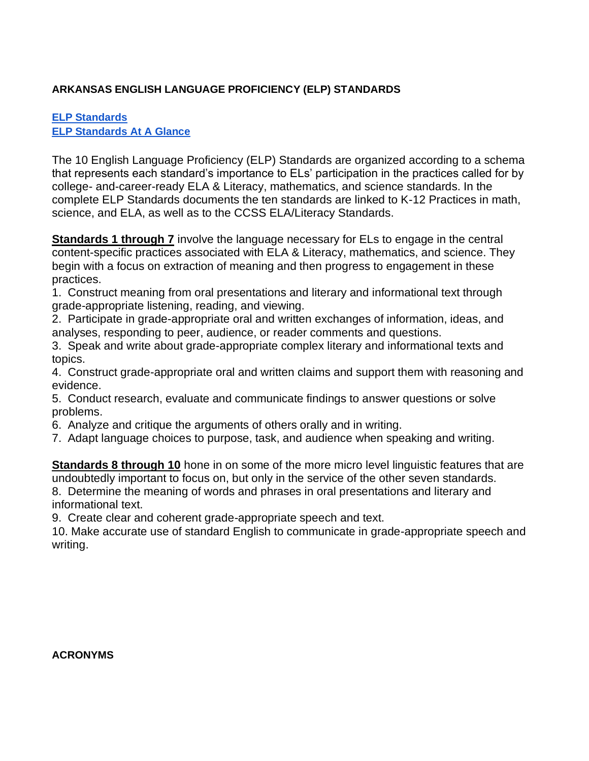## ARKANSAS ENGLISH LANGUAGE PROFICIENCY (ELP) STANDARDS

**ELP Standards**
**ELP Standards At A Glance**

The 10 English Language Proficiency (ELP) Standards are organized according to a schema that represents each standard's importance to ELs' participation in the practices called for by college- and-career-ready ELA & Literacy, mathematics, and science standards. In the complete ELP Standards documents the ten standards are linked to K-12 Practices in math, science, and ELA, as well as to the CCSS ELA/Literacy Standards.

**Standards 1 through 7** involve the language necessary for ELs to engage in the central content-specific practices associated with ELA & Literacy, mathematics, and science. They begin with a focus on extraction of meaning and then progress to engagement in these practices.

1. Construct meaning from oral presentations and literary and informational text through grade-appropriate listening, reading, and viewing.
2. Participate in grade-appropriate oral and written exchanges of information, ideas, and analyses, responding to peer, audience, or reader comments and questions.
3. Speak and write about grade-appropriate complex literary and informational texts and topics.
4. Construct grade-appropriate oral and written claims and support them with reasoning and evidence.
5. Conduct research, evaluate and communicate findings to answer questions or solve problems.
6. Analyze and critique the arguments of others orally and in writing.
7. Adapt language choices to purpose, task, and audience when speaking and writing.

**Standards 8 through 10** hone in on some of the more micro level linguistic features that are undoubtedly important to focus on, but only in the service of the other seven standards.

8. Determine the meaning of words and phrases in oral presentations and literary and informational text.
9. Create clear and coherent grade-appropriate speech and text.
10. Make accurate use of standard English to communicate in grade-appropriate speech and writing.

## ACRONYMS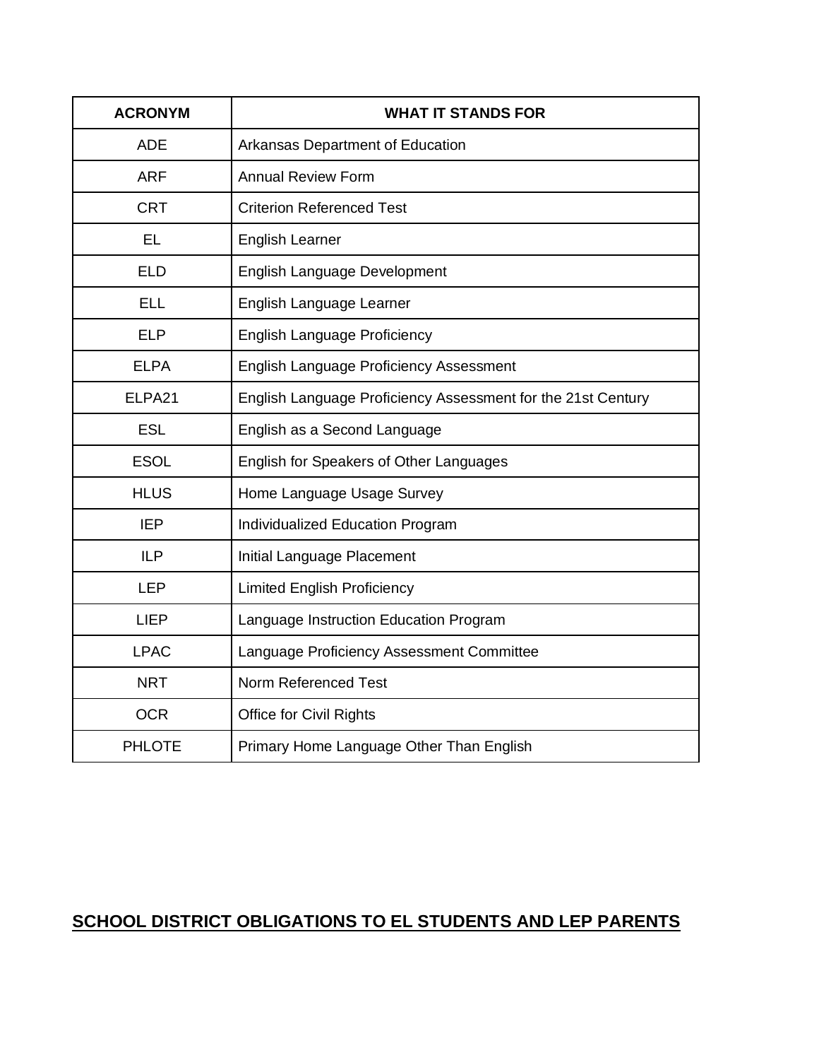| ACRONYM | WHAT IT STANDS FOR |
|---|---|
| ADE | Arkansas Department of Education |
| ARF | Annual Review Form |
| CRT | Criterion Referenced Test |
| EL | English Learner |
| ELD | English Language Development |
| ELL | English Language Learner |
| ELP | English Language Proficiency |
| ELPA | English Language Proficiency Assessment |
| ELPA21 | English Language Proficiency Assessment for the 21st Century |
| ESL | English as a Second Language |
| ESOL | English for Speakers of Other Languages |
| HLUS | Home Language Usage Survey |
| IEP | Individualized Education Program |
| ILP | Initial Language Placement |
| LEP | Limited English Proficiency |
| LIEP | Language Instruction Education Program |
| LPAC | Language Proficiency Assessment Committee |
| NRT | Norm Referenced Test |
| OCR | Office for Civil Rights |
| PHLOTE | Primary Home Language Other Than English |

## SCHOOL DISTRICT OBLIGATIONS TO EL STUDENTS AND LEP PARENTS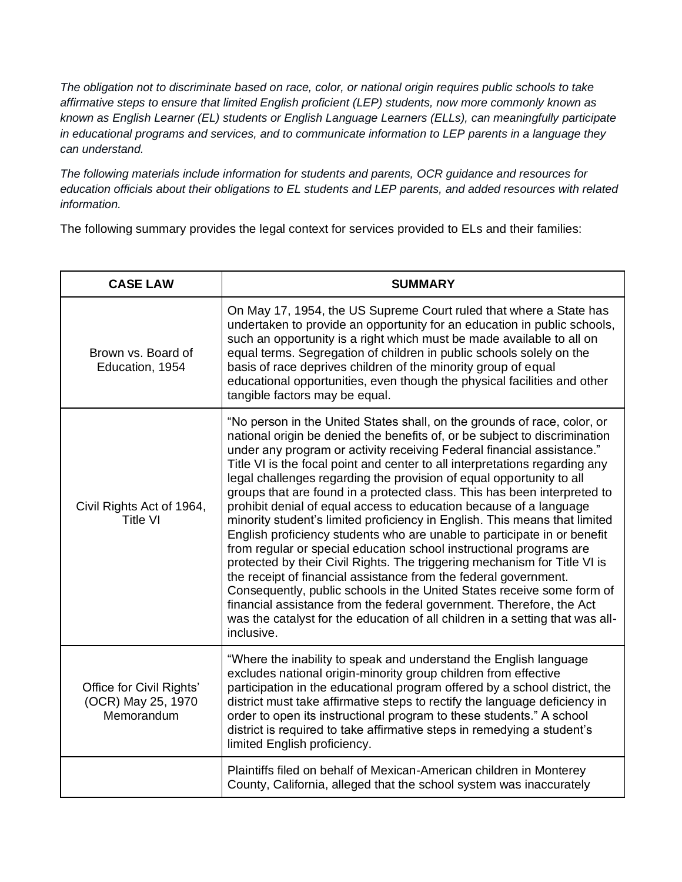*The obligation not to discriminate based on race, color, or national origin requires public schools to take affirmative steps to ensure that limited English proficient (LEP) students, now more commonly known as known as English Learner (EL) students or English Language Learners (ELLs), can meaningfully participate in educational programs and services, and to communicate information to LEP parents in a language they can understand.*

*The following materials include information for students and parents, OCR guidance and resources for education officials about their obligations to EL students and LEP parents, and added resources with related information.*

The following summary provides the legal context for services provided to ELs and their families:

| CASE LAW | SUMMARY |
|---|---|
| Brown vs. Board of Education, 1954 | On May 17, 1954, the US Supreme Court ruled that where a State has undertaken to provide an opportunity for an education in public schools, such an opportunity is a right which must be made available to all on equal terms. Segregation of children in public schools solely on the basis of race deprives children of the minority group of equal educational opportunities, even though the physical facilities and other tangible factors may be equal. |
| Civil Rights Act of 1964, Title VI | "No person in the United States shall, on the grounds of race, color, or national origin be denied the benefits of, or be subject to discrimination under any program or activity receiving Federal financial assistance." Title VI is the focal point and center to all interpretations regarding any legal challenges regarding the provision of equal opportunity to all groups that are found in a protected class. This has been interpreted to prohibit denial of equal access to education because of a language minority student's limited proficiency in English. This means that limited English proficiency students who are unable to participate in or benefit from regular or special education school instructional programs are protected by their Civil Rights. The triggering mechanism for Title VI is the receipt of financial assistance from the federal government. Consequently, public schools in the United States receive some form of financial assistance from the federal government. Therefore, the Act was the catalyst for the education of all children in a setting that was all-inclusive. |
| Office for Civil Rights' (OCR) May 25, 1970 Memorandum | "Where the inability to speak and understand the English language excludes national origin-minority group children from effective participation in the educational program offered by a school district, the district must take affirmative steps to rectify the language deficiency in order to open its instructional program to these students." A school district is required to take affirmative steps in remedying a student's limited English proficiency. |
| | Plaintiffs filed on behalf of Mexican-American children in Monterey County, California, alleged that the school system was inaccurately |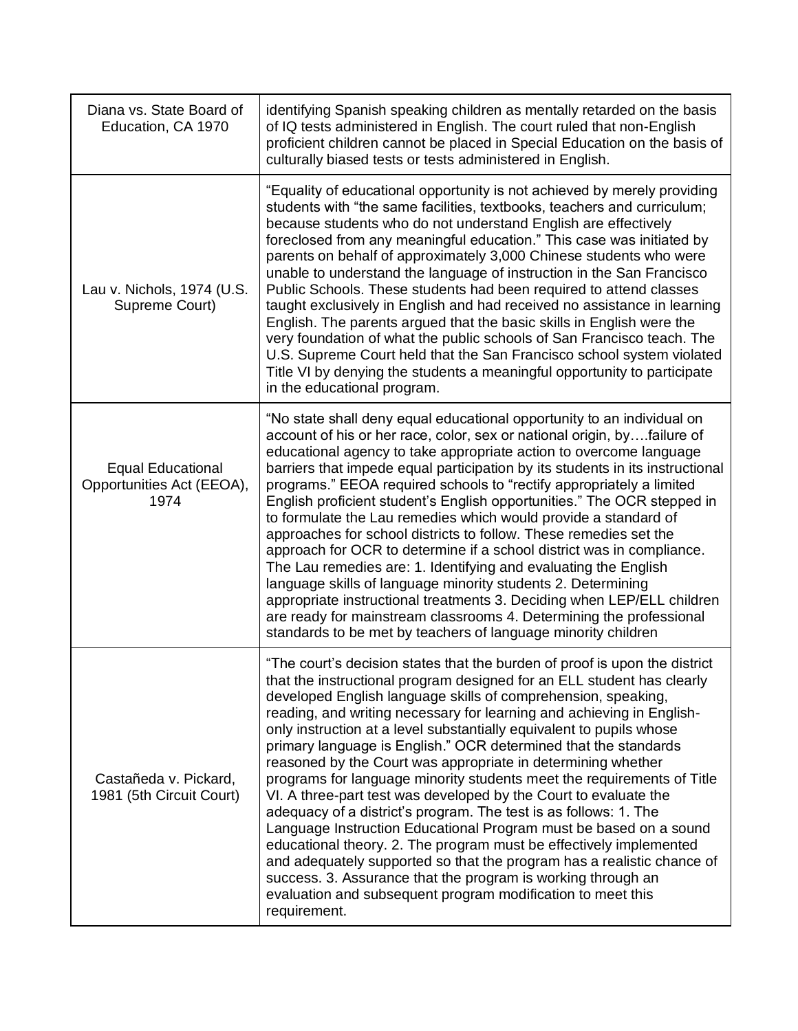| | |
|---|---|
| Diana vs. State Board of Education, CA 1970 | identifying Spanish speaking children as mentally retarded on the basis of IQ tests administered in English. The court ruled that non-English proficient children cannot be placed in Special Education on the basis of culturally biased tests or tests administered in English. |
| Lau v. Nichols, 1974 (U.S. Supreme Court) | "Equality of educational opportunity is not achieved by merely providing students with "the same facilities, textbooks, teachers and curriculum; because students who do not understand English are effectively foreclosed from any meaningful education." This case was initiated by parents on behalf of approximately 3,000 Chinese students who were unable to understand the language of instruction in the San Francisco Public Schools. These students had been required to attend classes taught exclusively in English and had received no assistance in learning English. The parents argued that the basic skills in English were the very foundation of what the public schools of San Francisco teach. The U.S. Supreme Court held that the San Francisco school system violated Title VI by denying the students a meaningful opportunity to participate in the educational program. |
| Equal Educational Opportunities Act (EEOA), 1974 | "No state shall deny equal educational opportunity to an individual on account of his or her race, color, sex or national origin, by….failure of educational agency to take appropriate action to overcome language barriers that impede equal participation by its students in its instructional programs." EEOA required schools to "rectify appropriately a limited English proficient student's English opportunities." The OCR stepped in to formulate the Lau remedies which would provide a standard of approaches for school districts to follow. These remedies set the approach for OCR to determine if a school district was in compliance. The Lau remedies are: 1. Identifying and evaluating the English language skills of language minority students 2. Determining appropriate instructional treatments 3. Deciding when LEP/ELL children are ready for mainstream classrooms 4. Determining the professional standards to be met by teachers of language minority children |
| Castañeda v. Pickard, 1981 (5th Circuit Court) | "The court's decision states that the burden of proof is upon the district that the instructional program designed for an ELL student has clearly developed English language skills of comprehension, speaking, reading, and writing necessary for learning and achieving in English-only instruction at a level substantially equivalent to pupils whose primary language is English." OCR determined that the standards reasoned by the Court was appropriate in determining whether programs for language minority students meet the requirements of Title VI. A three-part test was developed by the Court to evaluate the adequacy of a district's program. The test is as follows: 1. The Language Instruction Educational Program must be based on a sound educational theory. 2. The program must be effectively implemented and adequately supported so that the program has a realistic chance of success. 3. Assurance that the program is working through an evaluation and subsequent program modification to meet this requirement. |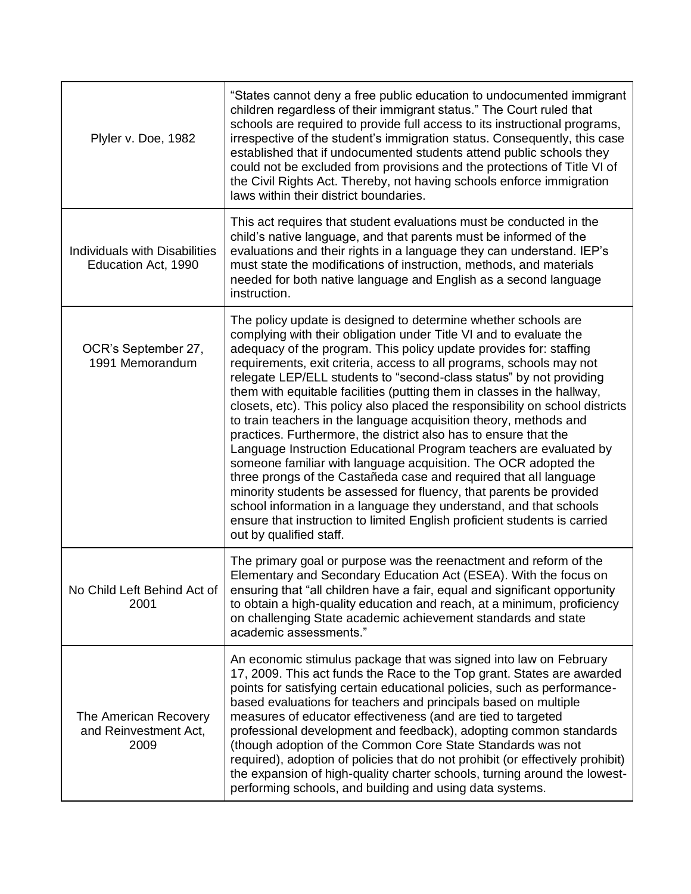| | |
|---|---|
| Plyler v. Doe, 1982 | "States cannot deny a free public education to undocumented immigrant children regardless of their immigrant status." The Court ruled that schools are required to provide full access to its instructional programs, irrespective of the student's immigration status. Consequently, this case established that if undocumented students attend public schools they could not be excluded from provisions and the protections of Title VI of the Civil Rights Act. Thereby, not having schools enforce immigration laws within their district boundaries. |
| Individuals with Disabilities Education Act, 1990 | This act requires that student evaluations must be conducted in the child's native language, and that parents must be informed of the evaluations and their rights in a language they can understand. IEP's must state the modifications of instruction, methods, and materials needed for both native language and English as a second language instruction. |
| OCR's September 27, 1991 Memorandum | The policy update is designed to determine whether schools are complying with their obligation under Title VI and to evaluate the adequacy of the program. This policy update provides for: staffing requirements, exit criteria, access to all programs, schools may not relegate LEP/ELL students to "second-class status" by not providing them with equitable facilities (putting them in classes in the hallway, closets, etc). This policy also placed the responsibility on school districts to train teachers in the language acquisition theory, methods and practices. Furthermore, the district also has to ensure that the Language Instruction Educational Program teachers are evaluated by someone familiar with language acquisition. The OCR adopted the three prongs of the Castañeda case and required that all language minority students be assessed for fluency, that parents be provided school information in a language they understand, and that schools ensure that instruction to limited English proficient students is carried out by qualified staff. |
| No Child Left Behind Act of 2001 | The primary goal or purpose was the reenactment and reform of the Elementary and Secondary Education Act (ESEA). With the focus on ensuring that "all children have a fair, equal and significant opportunity to obtain a high-quality education and reach, at a minimum, proficiency on challenging State academic achievement standards and state academic assessments." |
| The American Recovery and Reinvestment Act, 2009 | An economic stimulus package that was signed into law on February 17, 2009. This act funds the Race to the Top grant. States are awarded points for satisfying certain educational policies, such as performance-based evaluations for teachers and principals based on multiple measures of educator effectiveness (and are tied to targeted professional development and feedback), adopting common standards (though adoption of the Common Core State Standards was not required), adoption of policies that do not prohibit (or effectively prohibit) the expansion of high-quality charter schools, turning around the lowest-performing schools, and building and using data systems. |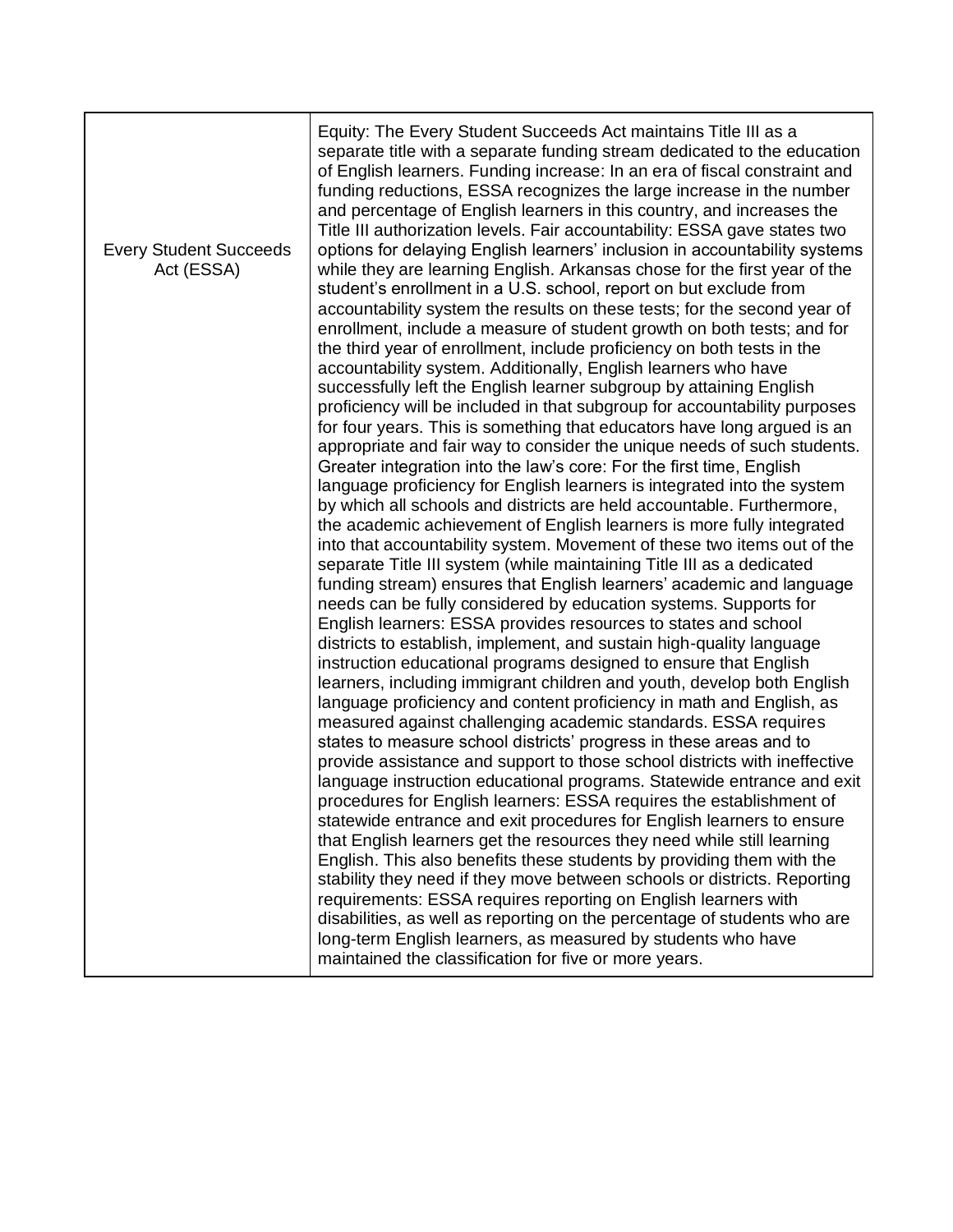| Every Student Succeeds Act (ESSA) | Equity: The Every Student Succeeds Act maintains Title III as a separate title with a separate funding stream dedicated to the education of English learners. Funding increase: In an era of fiscal constraint and funding reductions, ESSA recognizes the large increase in the number and percentage of English learners in this country, and increases the Title III authorization levels. Fair accountability: ESSA gave states two options for delaying English learners' inclusion in accountability systems while they are learning English. Arkansas chose for the first year of the student's enrollment in a U.S. school, report on but exclude from accountability system the results on these tests; for the second year of enrollment, include a measure of student growth on both tests; and for the third year of enrollment, include proficiency on both tests in the accountability system. Additionally, English learners who have successfully left the English learner subgroup by attaining English proficiency will be included in that subgroup for accountability purposes for four years. This is something that educators have long argued is an appropriate and fair way to consider the unique needs of such students. Greater integration into the law's core: For the first time, English language proficiency for English learners is integrated into the system by which all schools and districts are held accountable. Furthermore, the academic achievement of English learners is more fully integrated into that accountability system. Movement of these two items out of the separate Title III system (while maintaining Title III as a dedicated funding stream) ensures that English learners' academic and language needs can be fully considered by education systems. Supports for English learners: ESSA provides resources to states and school districts to establish, implement, and sustain high-quality language instruction educational programs designed to ensure that English learners, including immigrant children and youth, develop both English language proficiency and content proficiency in math and English, as measured against challenging academic standards. ESSA requires states to measure school districts' progress in these areas and to provide assistance and support to those school districts with ineffective language instruction educational programs. Statewide entrance and exit procedures for English learners: ESSA requires the establishment of statewide entrance and exit procedures for English learners to ensure that English learners get the resources they need while still learning English. This also benefits these students by providing them with the stability they need if they move between schools or districts. Reporting requirements: ESSA requires reporting on English learners with disabilities, as well as reporting on the percentage of students who are long-term English learners, as measured by students who have maintained the classification for five or more years. |
|---|---|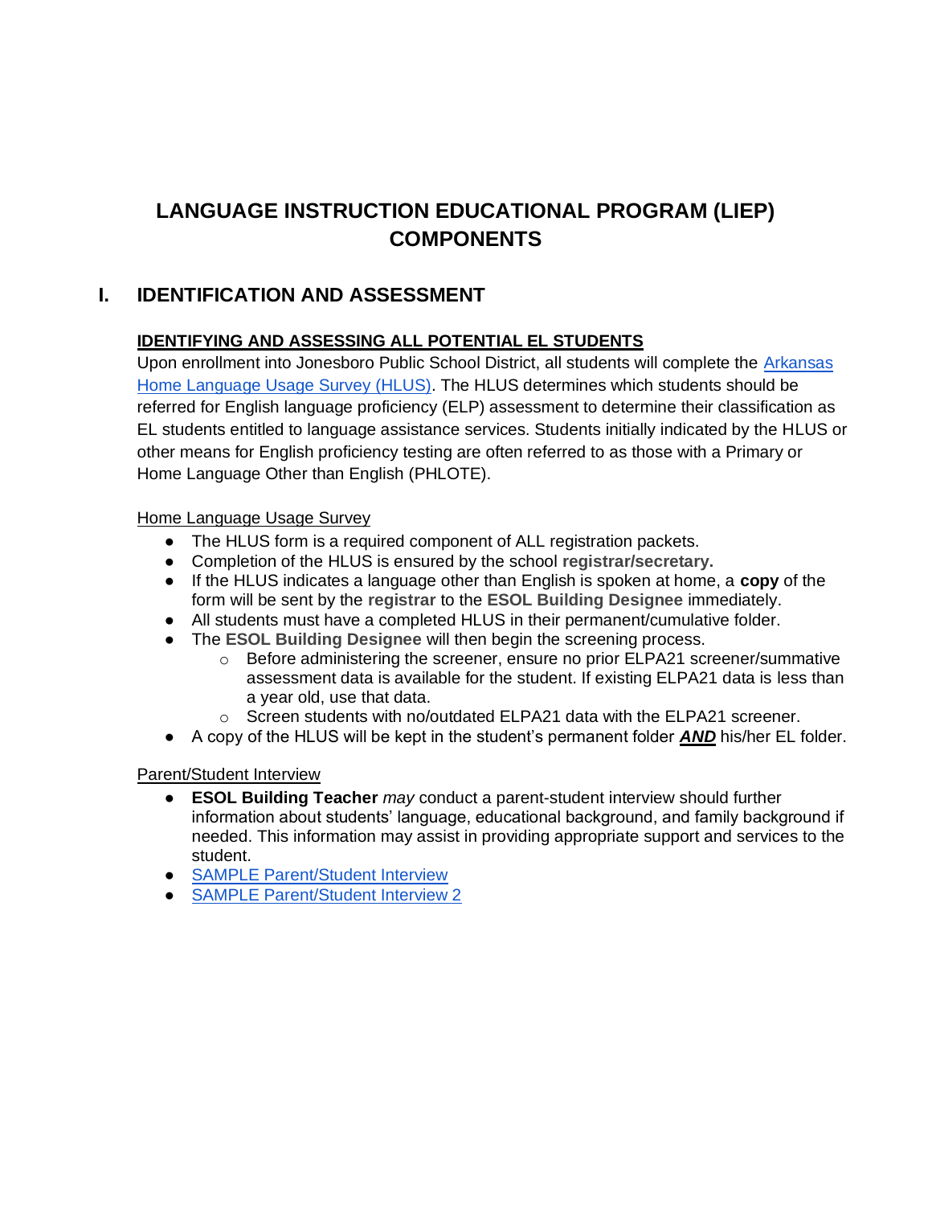# LANGUAGE INSTRUCTION EDUCATIONAL PROGRAM (LIEP) COMPONENTS

## I. IDENTIFICATION AND ASSESSMENT

### IDENTIFYING AND ASSESSING ALL POTENTIAL EL STUDENTS

Upon enrollment into Jonesboro Public School District, all students will complete the Arkansas Home Language Usage Survey (HLUS). The HLUS determines which students should be referred for English language proficiency (ELP) assessment to determine their classification as EL students entitled to language assistance services. Students initially indicated by the HLUS or other means for English proficiency testing are often referred to as those with a Primary or Home Language Other than English (PHLOTE).

Home Language Usage Survey

- The HLUS form is a required component of ALL registration packets.
- Completion of the HLUS is ensured by the school **registrar/secretary.**
- If the HLUS indicates a language other than English is spoken at home, a **copy** of the form will be sent by the **registrar** to the **ESOL Building Designee** immediately.
- All students must have a completed HLUS in their permanent/cumulative folder.
- The **ESOL Building Designee** will then begin the screening process.
  - Before administering the screener, ensure no prior ELPA21 screener/summative assessment data is available for the student. If existing ELPA21 data is less than a year old, use that data.
  - Screen students with no/outdated ELPA21 data with the ELPA21 screener.
- A copy of the HLUS will be kept in the student's permanent folder ***AND*** his/her EL folder.

Parent/Student Interview

- **ESOL Building Teacher** *may* conduct a parent-student interview should further information about students' language, educational background, and family background if needed. This information may assist in providing appropriate support and services to the student.
- SAMPLE Parent/Student Interview
- SAMPLE Parent/Student Interview 2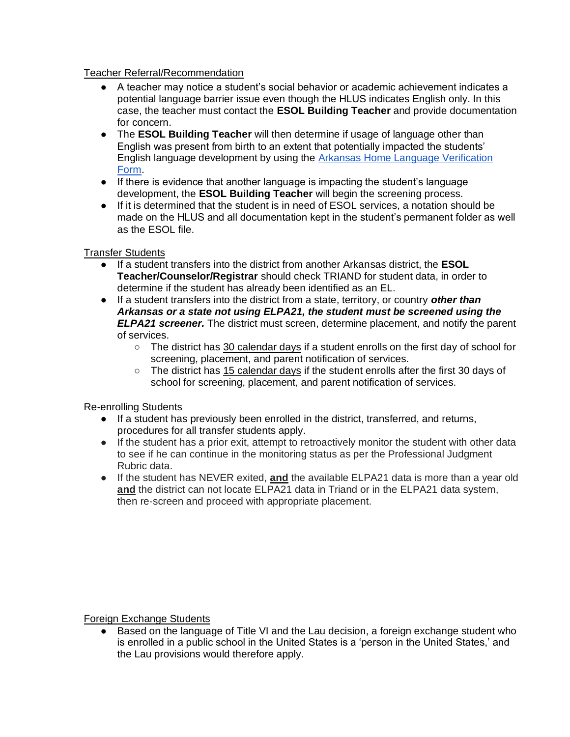Teacher Referral/Recommendation

- A teacher may notice a student's social behavior or academic achievement indicates a potential language barrier issue even though the HLUS indicates English only. In this case, the teacher must contact the **ESOL Building Teacher** and provide documentation for concern.
- The **ESOL Building Teacher** will then determine if usage of language other than English was present from birth to an extent that potentially impacted the students' English language development by using the [Arkansas Home Language Verification Form](#).
- If there is evidence that another language is impacting the student's language development, the **ESOL Building Teacher** will begin the screening process.
- If it is determined that the student is in need of ESOL services, a notation should be made on the HLUS and all documentation kept in the student's permanent folder as well as the ESOL file.

Transfer Students

- If a student transfers into the district from another Arkansas district, the **ESOL Teacher/Counselor/Registrar** should check TRIAND for student data, in order to determine if the student has already been identified as an EL.
- If a student transfers into the district from a state, territory, or country ***other than Arkansas or a state not using ELPA21, the student must be screened using the ELPA21 screener.*** The district must screen, determine placement, and notify the parent of services.
  - The district has 30 calendar days if a student enrolls on the first day of school for screening, placement, and parent notification of services.
  - The district has 15 calendar days if the student enrolls after the first 30 days of school for screening, placement, and parent notification of services.

Re-enrolling Students

- If a student has previously been enrolled in the district, transferred, and returns, procedures for all transfer students apply.
- If the student has a prior exit, attempt to retroactively monitor the student with other data to see if he can continue in the monitoring status as per the Professional Judgment Rubric data.
- If the student has NEVER exited, **and** the available ELPA21 data is more than a year old **and** the district can not locate ELPA21 data in Triand or in the ELPA21 data system, then re-screen and proceed with appropriate placement.

Foreign Exchange Students

- Based on the language of Title VI and the Lau decision, a foreign exchange student who is enrolled in a public school in the United States is a 'person in the United States,' and the Lau provisions would therefore apply.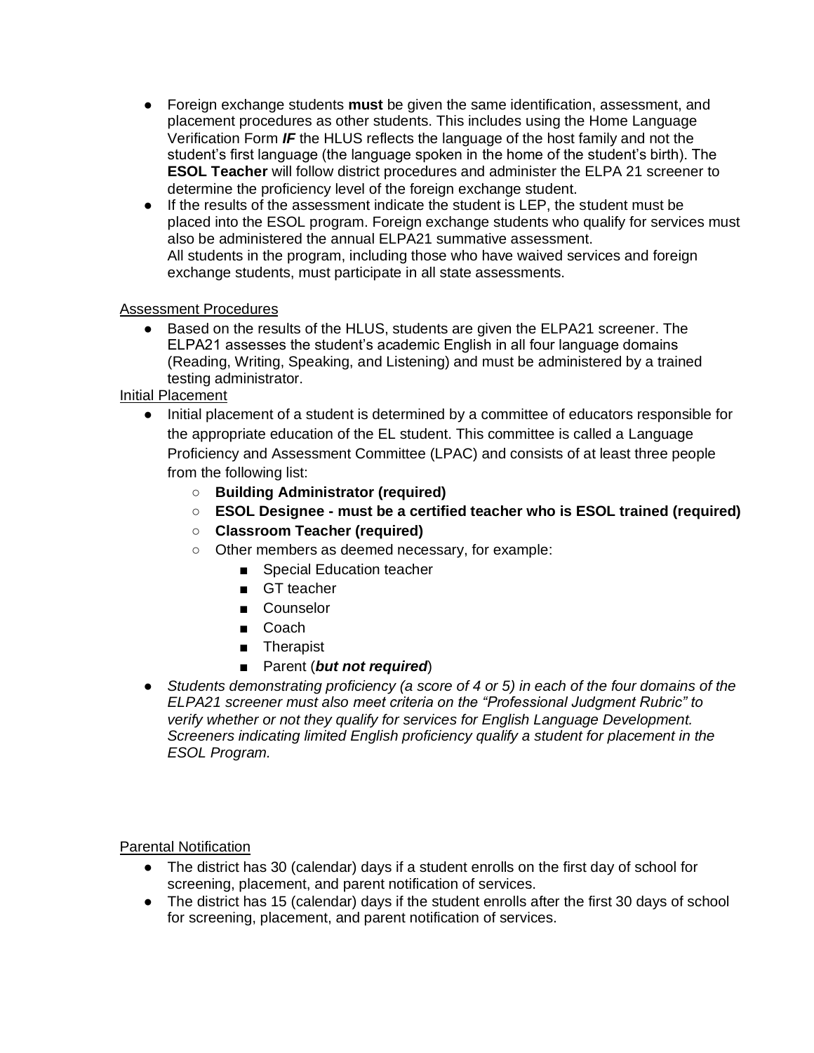- Foreign exchange students **must** be given the same identification, assessment, and placement procedures as other students. This includes using the Home Language Verification Form ***IF*** the HLUS reflects the language of the host family and not the student's first language (the language spoken in the home of the student's birth). The **ESOL Teacher** will follow district procedures and administer the ELPA 21 screener to determine the proficiency level of the foreign exchange student.
- If the results of the assessment indicate the student is LEP, the student must be placed into the ESOL program. Foreign exchange students who qualify for services must also be administered the annual ELPA21 summative assessment.
  All students in the program, including those who have waived services and foreign exchange students, must participate in all state assessments.

<u>Assessment Procedures</u>

- Based on the results of the HLUS, students are given the ELPA21 screener. The ELPA21 assesses the student's academic English in all four language domains (Reading, Writing, Speaking, and Listening) and must be administered by a trained testing administrator.

<u>Initial Placement</u>

- Initial placement of a student is determined by a committee of educators responsible for the appropriate education of the EL student. This committee is called a Language Proficiency and Assessment Committee (LPAC) and consists of at least three people from the following list:
  - **Building Administrator (required)**
  - **ESOL Designee - must be a certified teacher who is ESOL trained (required)**
  - **Classroom Teacher (required)**
  - Other members as deemed necessary, for example:
    - Special Education teacher
    - GT teacher
    - Counselor
    - Coach
    - Therapist
    - Parent (***but not required***)
- *Students demonstrating proficiency (a score of 4 or 5) in each of the four domains of the ELPA21 screener must also meet criteria on the "Professional Judgment Rubric" to verify whether or not they qualify for services for English Language Development. Screeners indicating limited English proficiency qualify a student for placement in the ESOL Program.*

<u>Parental Notification</u>

- The district has 30 (calendar) days if a student enrolls on the first day of school for screening, placement, and parent notification of services.
- The district has 15 (calendar) days if the student enrolls after the first 30 days of school for screening, placement, and parent notification of services.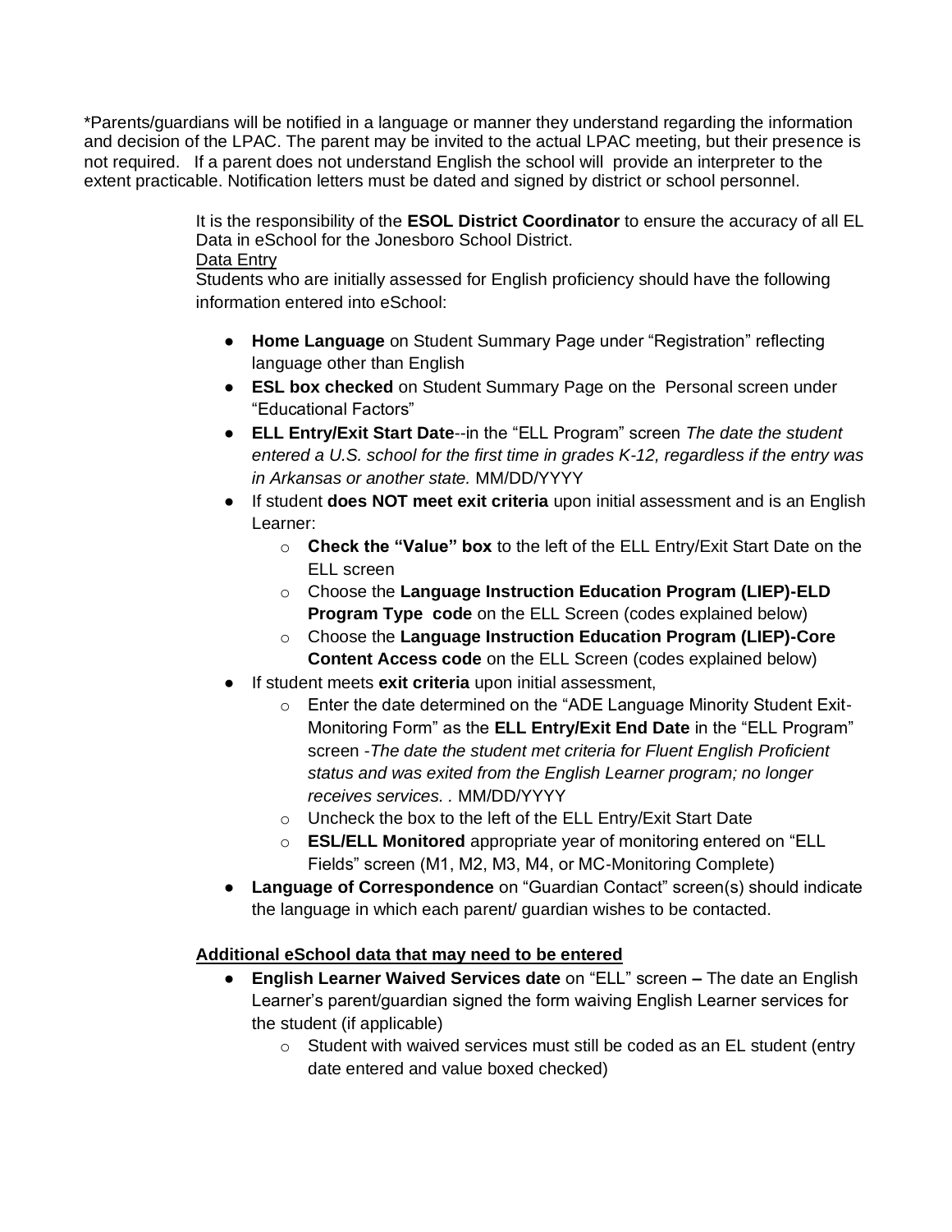*Parents/guardians will be notified in a language or manner they understand regarding the information and decision of the LPAC. The parent may be invited to the actual LPAC meeting, but their presence is not required. If a parent does not understand English the school will provide an interpreter to the extent practicable. Notification letters must be dated and signed by district or school personnel.

It is the responsibility of the **ESOL District Coordinator** to ensure the accuracy of all EL Data in eSchool for the Jonesboro School District.

<u>Data Entry</u>

Students who are initially assessed for English proficiency should have the following information entered into eSchool:

- **Home Language** on Student Summary Page under "Registration" reflecting language other than English
- **ESL box checked** on Student Summary Page on the Personal screen under "Educational Factors"
- **ELL Entry/Exit Start Date**--in the "ELL Program" screen *The date the student entered a U.S. school for the first time in grades K-12, regardless if the entry was in Arkansas or another state.* MM/DD/YYYY
- If student **does NOT meet exit criteria** upon initial assessment and is an English Learner:
  - **Check the "Value" box** to the left of the ELL Entry/Exit Start Date on the ELL screen
  - Choose the **Language Instruction Education Program (LIEP)-ELD Program Type code** on the ELL Screen (codes explained below)
  - Choose the **Language Instruction Education Program (LIEP)-Core Content Access code** on the ELL Screen (codes explained below)
- If student meets **exit criteria** upon initial assessment,
  - Enter the date determined on the "ADE Language Minority Student Exit-Monitoring Form" as the **ELL Entry/Exit End Date** in the "ELL Program" screen -*The date the student met criteria for Fluent English Proficient status and was exited from the English Learner program; no longer receives services. .* MM/DD/YYYY
  - Uncheck the box to the left of the ELL Entry/Exit Start Date
  - **ESL/ELL Monitored** appropriate year of monitoring entered on "ELL Fields" screen (M1, M2, M3, M4, or MC-Monitoring Complete)
- **Language of Correspondence** on "Guardian Contact" screen(s) should indicate the language in which each parent/ guardian wishes to be contacted.

**<u>Additional eSchool data that may need to be entered</u>**

- **English Learner Waived Services date** on "ELL" screen **–** The date an English Learner's parent/guardian signed the form waiving English Learner services for the student (if applicable)
  - Student with waived services must still be coded as an EL student (entry date entered and value boxed checked)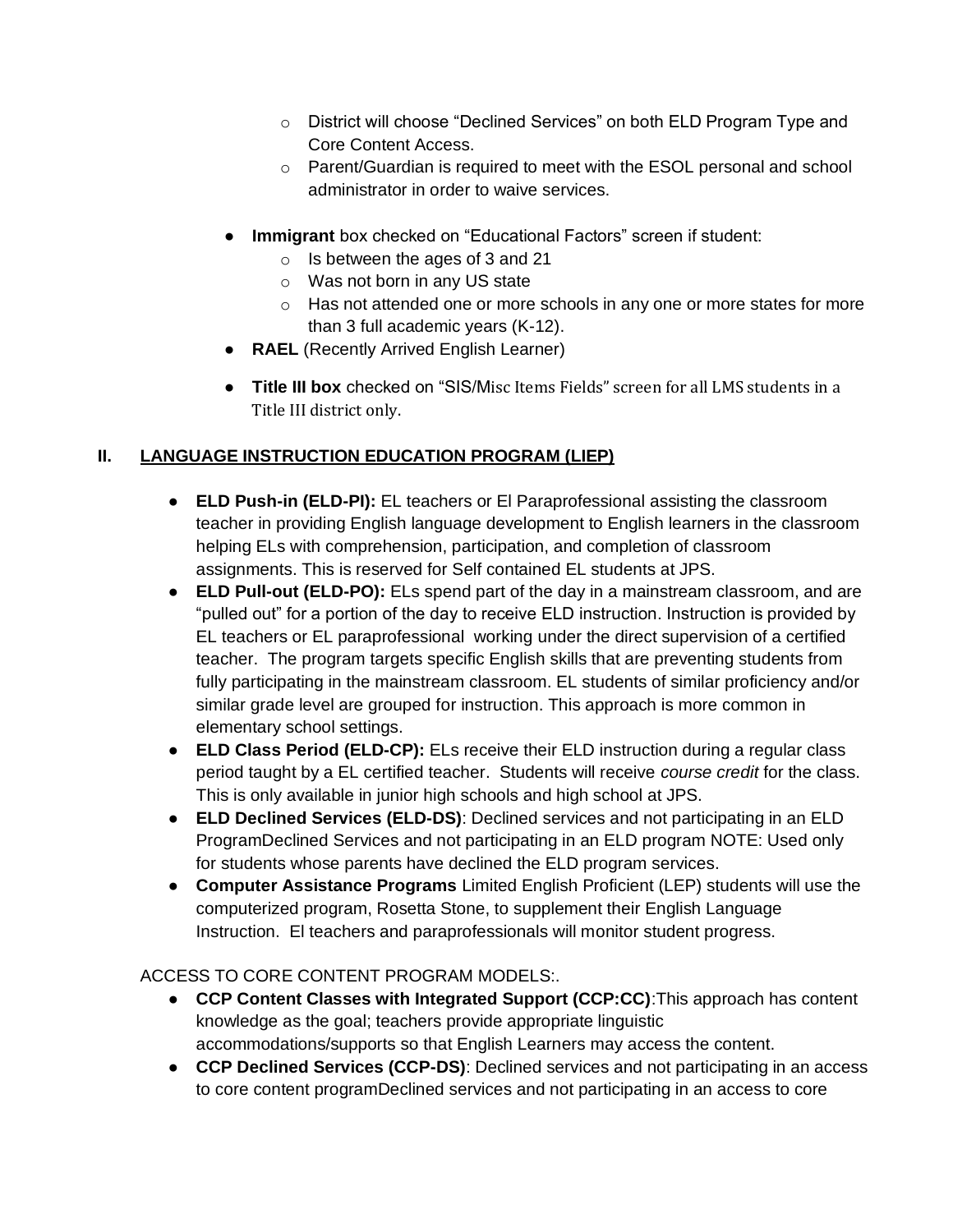- District will choose "Declined Services" on both ELD Program Type and Core Content Access.
  - Parent/Guardian is required to meet with the ESOL personal and school administrator in order to waive services.

- **Immigrant** box checked on "Educational Factors" screen if student:
  - Is between the ages of 3 and 21
  - Was not born in any US state
  - Has not attended one or more schools in any one or more states for more than 3 full academic years (K-12).
- **RAEL** (Recently Arrived English Learner)
- **Title III box** checked on "SIS/Misc Items Fields" screen for all LMS students in a Title III district only.

## II. LANGUAGE INSTRUCTION EDUCATION PROGRAM (LIEP)

- **ELD Push-in (ELD-PI):** EL teachers or El Paraprofessional assisting the classroom teacher in providing English language development to English learners in the classroom helping ELs with comprehension, participation, and completion of classroom assignments. This is reserved for Self contained EL students at JPS.
- **ELD Pull-out (ELD-PO):** ELs spend part of the day in a mainstream classroom, and are "pulled out" for a portion of the day to receive ELD instruction. Instruction is provided by EL teachers or EL paraprofessional working under the direct supervision of a certified teacher. The program targets specific English skills that are preventing students from fully participating in the mainstream classroom. EL students of similar proficiency and/or similar grade level are grouped for instruction. This approach is more common in elementary school settings.
- **ELD Class Period (ELD-CP):** ELs receive their ELD instruction during a regular class period taught by a EL certified teacher. Students will receive *course credit* for the class. This is only available in junior high schools and high school at JPS.
- **ELD Declined Services (ELD-DS)**: Declined services and not participating in an ELD ProgramDeclined Services and not participating in an ELD program NOTE: Used only for students whose parents have declined the ELD program services.
- **Computer Assistance Programs** Limited English Proficient (LEP) students will use the computerized program, Rosetta Stone, to supplement their English Language Instruction. El teachers and paraprofessionals will monitor student progress.

ACCESS TO CORE CONTENT PROGRAM MODELS:.

- **CCP Content Classes with Integrated Support (CCP:CC)**:This approach has content knowledge as the goal; teachers provide appropriate linguistic accommodations/supports so that English Learners may access the content.
- **CCP Declined Services (CCP-DS)**: Declined services and not participating in an access to core content programDeclined services and not participating in an access to core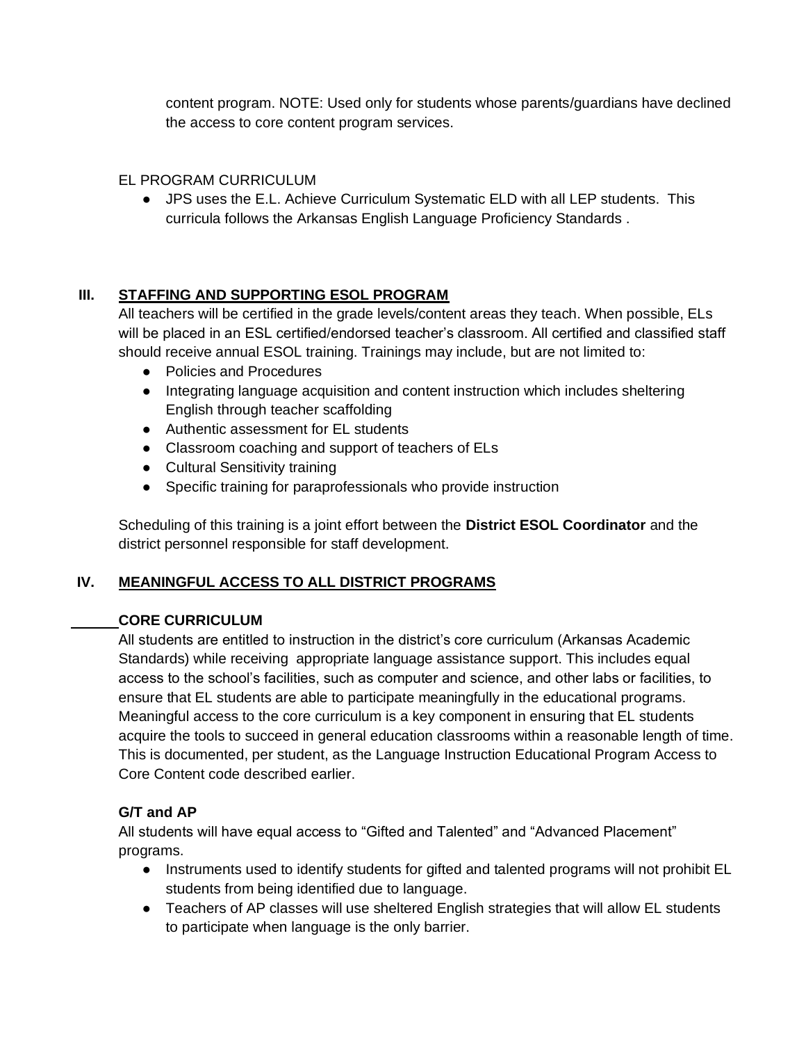content program. NOTE: Used only for students whose parents/guardians have declined the access to core content program services.

EL PROGRAM CURRICULUM

- JPS uses the E.L. Achieve Curriculum Systematic ELD with all LEP students. This curricula follows the Arkansas English Language Proficiency Standards .

## III. STAFFING AND SUPPORTING ESOL PROGRAM

All teachers will be certified in the grade levels/content areas they teach. When possible, ELs will be placed in an ESL certified/endorsed teacher's classroom. All certified and classified staff should receive annual ESOL training. Trainings may include, but are not limited to:

- Policies and Procedures
- Integrating language acquisition and content instruction which includes sheltering English through teacher scaffolding
- Authentic assessment for EL students
- Classroom coaching and support of teachers of ELs
- Cultural Sensitivity training
- Specific training for paraprofessionals who provide instruction

Scheduling of this training is a joint effort between the **District ESOL Coordinator** and the district personnel responsible for staff development.

## IV. MEANINGFUL ACCESS TO ALL DISTRICT PROGRAMS

### CORE CURRICULUM

All students are entitled to instruction in the district's core curriculum (Arkansas Academic Standards) while receiving appropriate language assistance support. This includes equal access to the school's facilities, such as computer and science, and other labs or facilities, to ensure that EL students are able to participate meaningfully in the educational programs. Meaningful access to the core curriculum is a key component in ensuring that EL students acquire the tools to succeed in general education classrooms within a reasonable length of time. This is documented, per student, as the Language Instruction Educational Program Access to Core Content code described earlier.

### G/T and AP

All students will have equal access to "Gifted and Talented" and "Advanced Placement" programs.

- Instruments used to identify students for gifted and talented programs will not prohibit EL students from being identified due to language.
- Teachers of AP classes will use sheltered English strategies that will allow EL students to participate when language is the only barrier.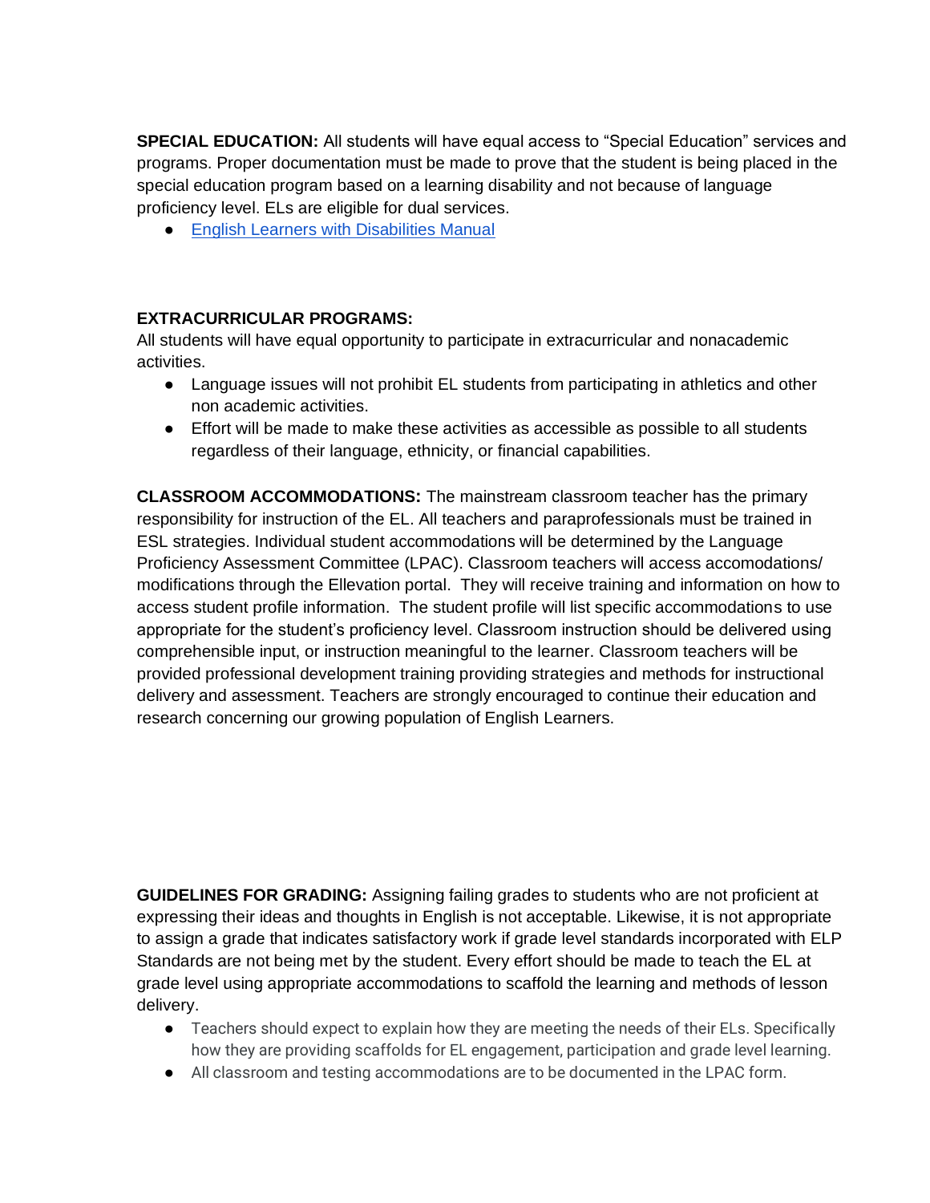**SPECIAL EDUCATION:** All students will have equal access to “Special Education” services and programs. Proper documentation must be made to prove that the student is being placed in the special education program based on a learning disability and not because of language proficiency level. ELs are eligible for dual services.

- English Learners with Disabilities Manual

**EXTRACURRICULAR PROGRAMS:**
All students will have equal opportunity to participate in extracurricular and nonacademic activities.

- Language issues will not prohibit EL students from participating in athletics and other non academic activities.
- Effort will be made to make these activities as accessible as possible to all students regardless of their language, ethnicity, or financial capabilities.

**CLASSROOM ACCOMMODATIONS:** The mainstream classroom teacher has the primary responsibility for instruction of the EL. All teachers and paraprofessionals must be trained in ESL strategies. Individual student accommodations will be determined by the Language Proficiency Assessment Committee (LPAC). Classroom teachers will access accomodations/ modifications through the Ellevation portal. They will receive training and information on how to access student profile information. The student profile will list specific accommodations to use appropriate for the student's proficiency level. Classroom instruction should be delivered using comprehensible input, or instruction meaningful to the learner. Classroom teachers will be provided professional development training providing strategies and methods for instructional delivery and assessment. Teachers are strongly encouraged to continue their education and research concerning our growing population of English Learners.

**GUIDELINES FOR GRADING:** Assigning failing grades to students who are not proficient at expressing their ideas and thoughts in English is not acceptable. Likewise, it is not appropriate to assign a grade that indicates satisfactory work if grade level standards incorporated with ELP Standards are not being met by the student. Every effort should be made to teach the EL at grade level using appropriate accommodations to scaffold the learning and methods of lesson delivery.

- Teachers should expect to explain how they are meeting the needs of their ELs. Specifically how they are providing scaffolds for EL engagement, participation and grade level learning.
- All classroom and testing accommodations are to be documented in the LPAC form.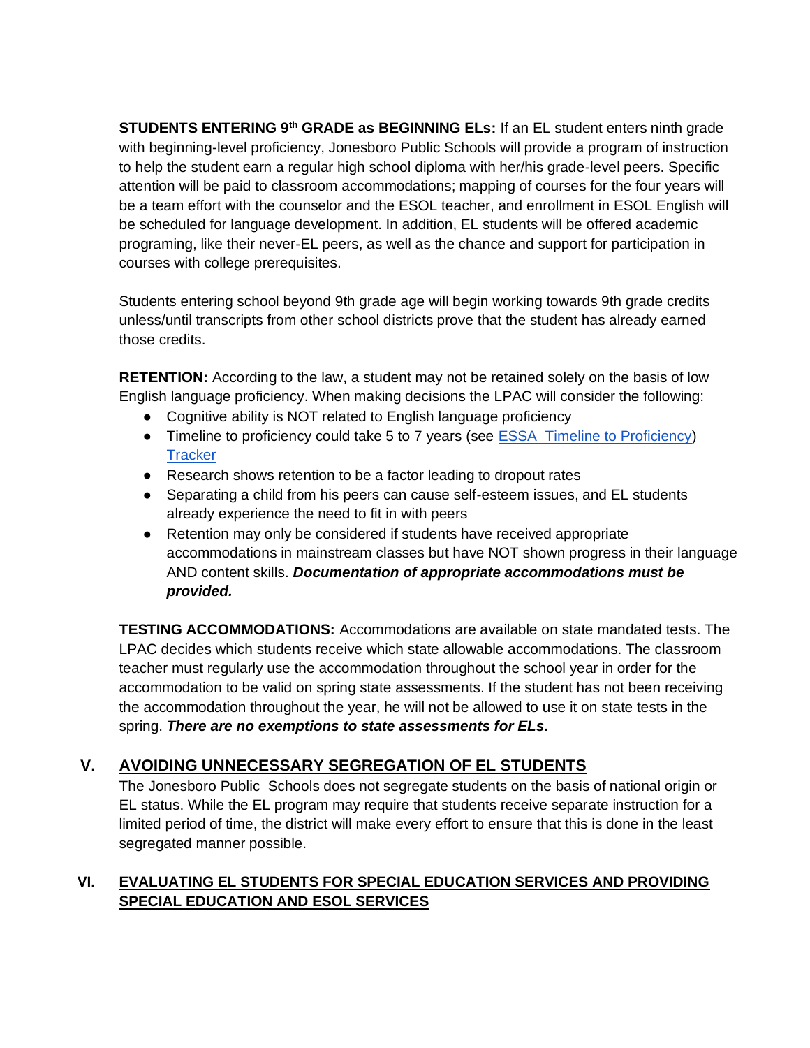**STUDENTS ENTERING 9th GRADE as BEGINNING ELs:** If an EL student enters ninth grade with beginning-level proficiency, Jonesboro Public Schools will provide a program of instruction to help the student earn a regular high school diploma with her/his grade-level peers. Specific attention will be paid to classroom accommodations; mapping of courses for the four years will be a team effort with the counselor and the ESOL teacher, and enrollment in ESOL English will be scheduled for language development. In addition, EL students will be offered academic programing, like their never-EL peers, as well as the chance and support for participation in courses with college prerequisites.

Students entering school beyond 9th grade age will begin working towards 9th grade credits unless/until transcripts from other school districts prove that the student has already earned those credits.

**RETENTION:** According to the law, a student may not be retained solely on the basis of low English language proficiency. When making decisions the LPAC will consider the following:

- Cognitive ability is NOT related to English language proficiency
- Timeline to proficiency could take 5 to 7 years (see [ESSA Timeline to Proficiency](#)) [Tracker](#)
- Research shows retention to be a factor leading to dropout rates
- Separating a child from his peers can cause self-esteem issues, and EL students already experience the need to fit in with peers
- Retention may only be considered if students have received appropriate accommodations in mainstream classes but have NOT shown progress in their language AND content skills. ***Documentation of appropriate accommodations must be provided.***

**TESTING ACCOMMODATIONS:** Accommodations are available on state mandated tests. The LPAC decides which students receive which state allowable accommodations. The classroom teacher must regularly use the accommodation throughout the school year in order for the accommodation to be valid on spring state assessments. If the student has not been receiving the accommodation throughout the year, he will not be allowed to use it on state tests in the spring. ***There are no exemptions to state assessments for ELs.***

## V. AVOIDING UNNECESSARY SEGREGATION OF EL STUDENTS

The Jonesboro Public Schools does not segregate students on the basis of national origin or EL status. While the EL program may require that students receive separate instruction for a limited period of time, the district will make every effort to ensure that this is done in the least segregated manner possible.

## VI. EVALUATING EL STUDENTS FOR SPECIAL EDUCATION SERVICES AND PROVIDING SPECIAL EDUCATION AND ESOL SERVICES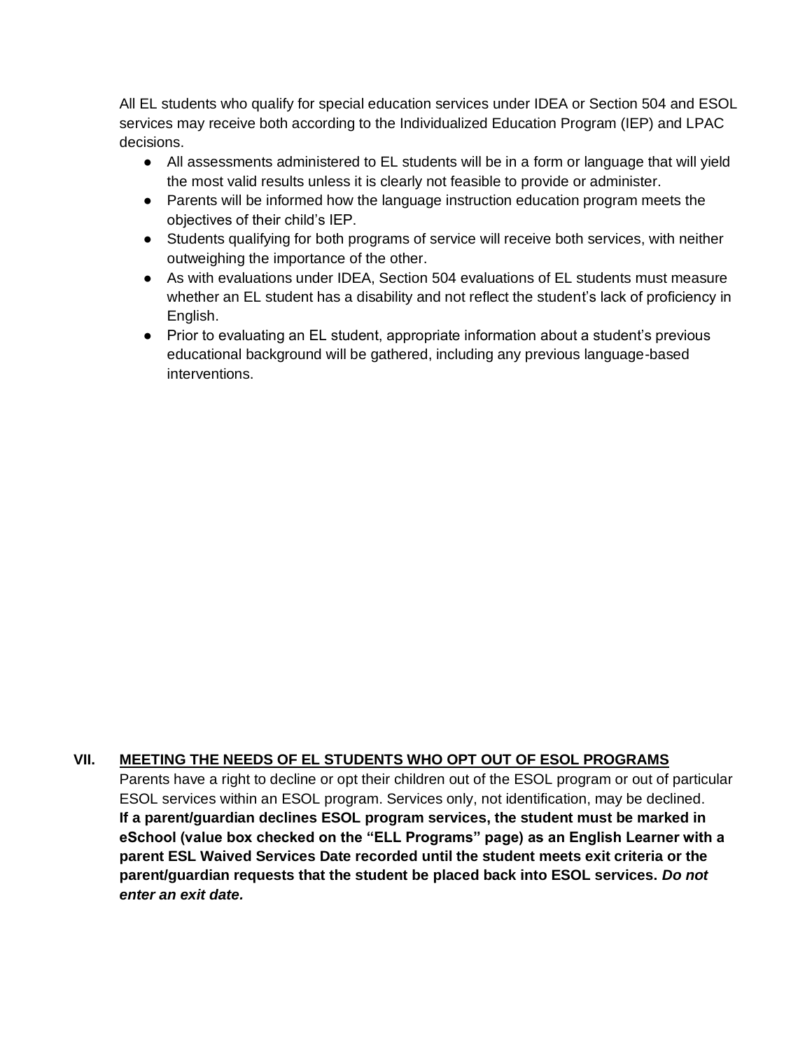All EL students who qualify for special education services under IDEA or Section 504 and ESOL services may receive both according to the Individualized Education Program (IEP) and LPAC decisions.

- All assessments administered to EL students will be in a form or language that will yield the most valid results unless it is clearly not feasible to provide or administer.
- Parents will be informed how the language instruction education program meets the objectives of their child's IEP.
- Students qualifying for both programs of service will receive both services, with neither outweighing the importance of the other.
- As with evaluations under IDEA, Section 504 evaluations of EL students must measure whether an EL student has a disability and not reflect the student's lack of proficiency in English.
- Prior to evaluating an EL student, appropriate information about a student's previous educational background will be gathered, including any previous language-based interventions.

## VII. MEETING THE NEEDS OF EL STUDENTS WHO OPT OUT OF ESOL PROGRAMS

Parents have a right to decline or opt their children out of the ESOL program or out of particular ESOL services within an ESOL program. Services only, not identification, may be declined. **If a parent/guardian declines ESOL program services, the student must be marked in eSchool (value box checked on the "ELL Programs" page) as an English Learner with a parent ESL Waived Services Date recorded until the student meets exit criteria or the parent/guardian requests that the student be placed back into ESOL services. *Do not enter an exit date.***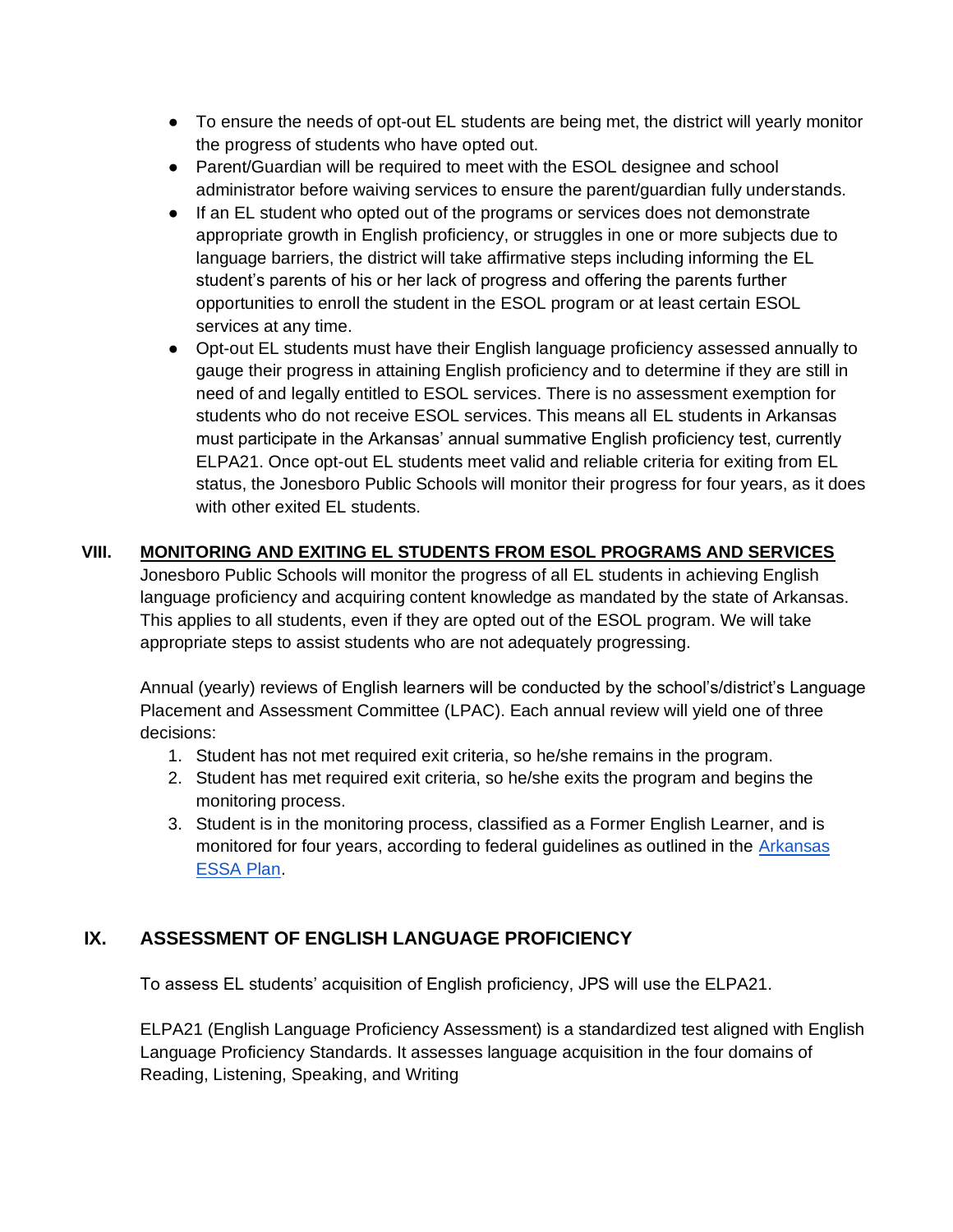- To ensure the needs of opt-out EL students are being met, the district will yearly monitor the progress of students who have opted out.
- Parent/Guardian will be required to meet with the ESOL designee and school administrator before waiving services to ensure the parent/guardian fully understands.
- If an EL student who opted out of the programs or services does not demonstrate appropriate growth in English proficiency, or struggles in one or more subjects due to language barriers, the district will take affirmative steps including informing the EL student's parents of his or her lack of progress and offering the parents further opportunities to enroll the student in the ESOL program or at least certain ESOL services at any time.
- Opt-out EL students must have their English language proficiency assessed annually to gauge their progress in attaining English proficiency and to determine if they are still in need of and legally entitled to ESOL services. There is no assessment exemption for students who do not receive ESOL services. This means all EL students in Arkansas must participate in the Arkansas' annual summative English proficiency test, currently ELPA21. Once opt-out EL students meet valid and reliable criteria for exiting from EL status, the Jonesboro Public Schools will monitor their progress for four years, as it does with other exited EL students.

## VIII. MONITORING AND EXITING EL STUDENTS FROM ESOL PROGRAMS AND SERVICES

Jonesboro Public Schools will monitor the progress of all EL students in achieving English language proficiency and acquiring content knowledge as mandated by the state of Arkansas. This applies to all students, even if they are opted out of the ESOL program. We will take appropriate steps to assist students who are not adequately progressing.

Annual (yearly) reviews of English learners will be conducted by the school's/district's Language Placement and Assessment Committee (LPAC). Each annual review will yield one of three decisions:

1. Student has not met required exit criteria, so he/she remains in the program.
2. Student has met required exit criteria, so he/she exits the program and begins the monitoring process.
3. Student is in the monitoring process, classified as a Former English Learner, and is monitored for four years, according to federal guidelines as outlined in the Arkansas ESSA Plan.

## IX. ASSESSMENT OF ENGLISH LANGUAGE PROFICIENCY

To assess EL students' acquisition of English proficiency, JPS will use the ELPA21.

ELPA21 (English Language Proficiency Assessment) is a standardized test aligned with English Language Proficiency Standards. It assesses language acquisition in the four domains of Reading, Listening, Speaking, and Writing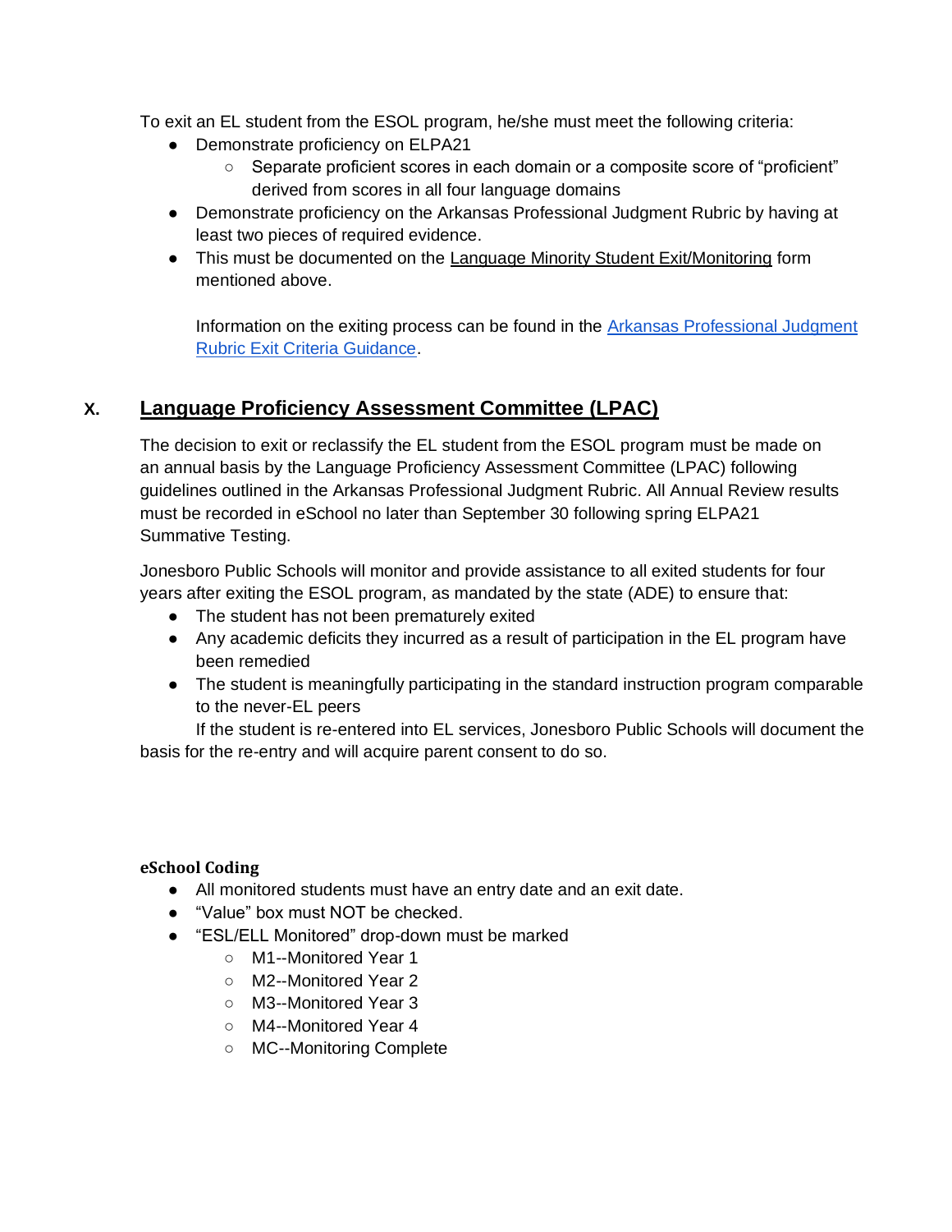To exit an EL student from the ESOL program, he/she must meet the following criteria:

- Demonstrate proficiency on ELPA21
  - Separate proficient scores in each domain or a composite score of "proficient" derived from scores in all four language domains
- Demonstrate proficiency on the Arkansas Professional Judgment Rubric by having at least two pieces of required evidence.
- This must be documented on the Language Minority Student Exit/Monitoring form mentioned above.

  Information on the exiting process can be found in the [Arkansas Professional Judgment Rubric Exit Criteria Guidance](#).

## X. Language Proficiency Assessment Committee (LPAC)

The decision to exit or reclassify the EL student from the ESOL program must be made on an annual basis by the Language Proficiency Assessment Committee (LPAC) following guidelines outlined in the Arkansas Professional Judgment Rubric. All Annual Review results must be recorded in eSchool no later than September 30 following spring ELPA21 Summative Testing.

Jonesboro Public Schools will monitor and provide assistance to all exited students for four years after exiting the ESOL program, as mandated by the state (ADE) to ensure that:

- The student has not been prematurely exited
- Any academic deficits they incurred as a result of participation in the EL program have been remedied
- The student is meaningfully participating in the standard instruction program comparable to the never-EL peers

If the student is re-entered into EL services, Jonesboro Public Schools will document the basis for the re-entry and will acquire parent consent to do so.

**eSchool Coding**

- All monitored students must have an entry date and an exit date.
- "Value" box must NOT be checked.
- "ESL/ELL Monitored" drop-down must be marked
  - M1--Monitored Year 1
  - M2--Monitored Year 2
  - M3--Monitored Year 3
  - M4--Monitored Year 4
  - MC--Monitoring Complete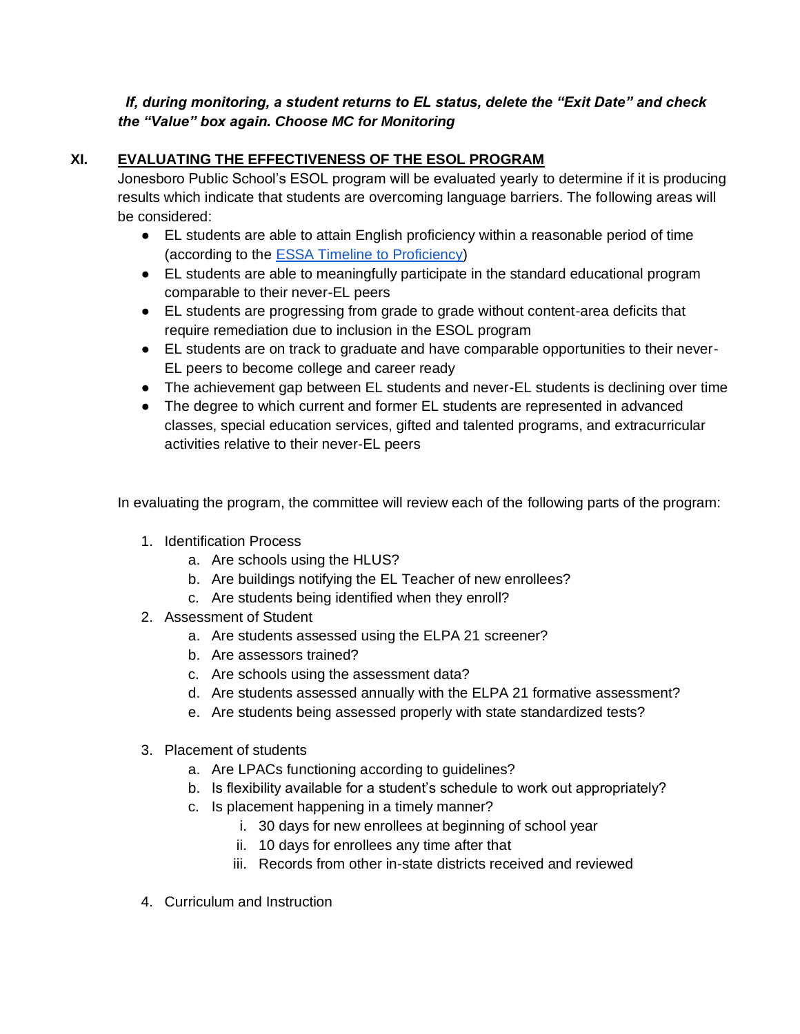***If, during monitoring, a student returns to EL status, delete the "Exit Date" and check the "Value" box again. Choose MC for Monitoring***

## XI. EVALUATING THE EFFECTIVENESS OF THE ESOL PROGRAM

Jonesboro Public School's ESOL program will be evaluated yearly to determine if it is producing results which indicate that students are overcoming language barriers. The following areas will be considered:

- EL students are able to attain English proficiency within a reasonable period of time (according to the [ESSA Timeline to Proficiency](#))
- EL students are able to meaningfully participate in the standard educational program comparable to their never-EL peers
- EL students are progressing from grade to grade without content-area deficits that require remediation due to inclusion in the ESOL program
- EL students are on track to graduate and have comparable opportunities to their never-EL peers to become college and career ready
- The achievement gap between EL students and never-EL students is declining over time
- The degree to which current and former EL students are represented in advanced classes, special education services, gifted and talented programs, and extracurricular activities relative to their never-EL peers

In evaluating the program, the committee will review each of the following parts of the program:

1. Identification Process
   a. Are schools using the HLUS?
   b. Are buildings notifying the EL Teacher of new enrollees?
   c. Are students being identified when they enroll?
2. Assessment of Student
   a. Are students assessed using the ELPA 21 screener?
   b. Are assessors trained?
   c. Are schools using the assessment data?
   d. Are students assessed annually with the ELPA 21 formative assessment?
   e. Are students being assessed properly with state standardized tests?
3. Placement of students
   a. Are LPACs functioning according to guidelines?
   b. Is flexibility available for a student's schedule to work out appropriately?
   c. Is placement happening in a timely manner?
      i. 30 days for new enrollees at beginning of school year
      ii. 10 days for enrollees any time after that
      iii. Records from other in-state districts received and reviewed
4. Curriculum and Instruction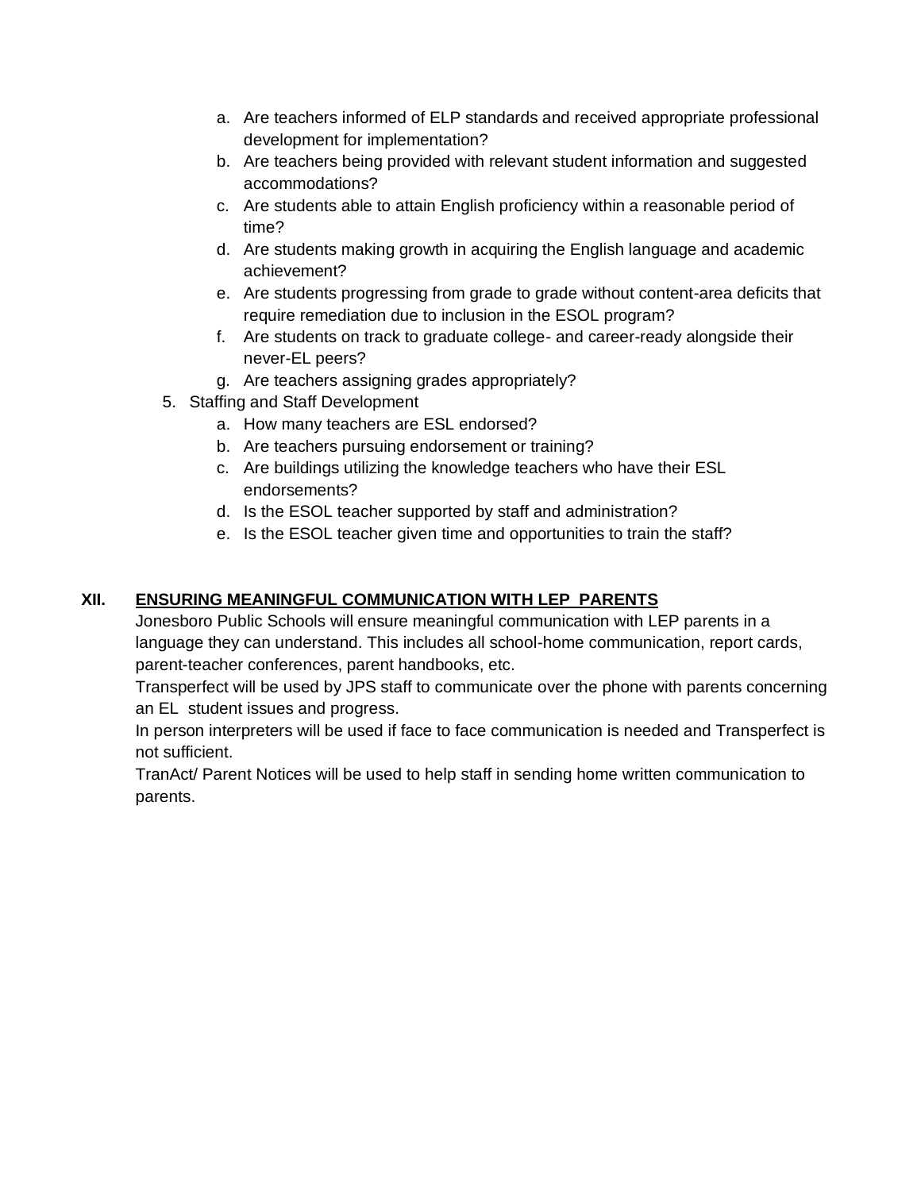a. Are teachers informed of ELP standards and received appropriate professional development for implementation?
b. Are teachers being provided with relevant student information and suggested accommodations?
c. Are students able to attain English proficiency within a reasonable period of time?
d. Are students making growth in acquiring the English language and academic achievement?
e. Are students progressing from grade to grade without content-area deficits that require remediation due to inclusion in the ESOL program?
f. Are students on track to graduate college- and career-ready alongside their never-EL peers?
g. Are teachers assigning grades appropriately?

5. Staffing and Staff Development
   a. How many teachers are ESL endorsed?
   b. Are teachers pursuing endorsement or training?
   c. Are buildings utilizing the knowledge teachers who have their ESL endorsements?
   d. Is the ESOL teacher supported by staff and administration?
   e. Is the ESOL teacher given time and opportunities to train the staff?

## XII. ENSURING MEANINGFUL COMMUNICATION WITH LEP PARENTS

Jonesboro Public Schools will ensure meaningful communication with LEP parents in a language they can understand. This includes all school-home communication, report cards, parent-teacher conferences, parent handbooks, etc.

Transperfect will be used by JPS staff to communicate over the phone with parents concerning an EL student issues and progress.

In person interpreters will be used if face to face communication is needed and Transperfect is not sufficient.

TranAct/ Parent Notices will be used to help staff in sending home written communication to parents.